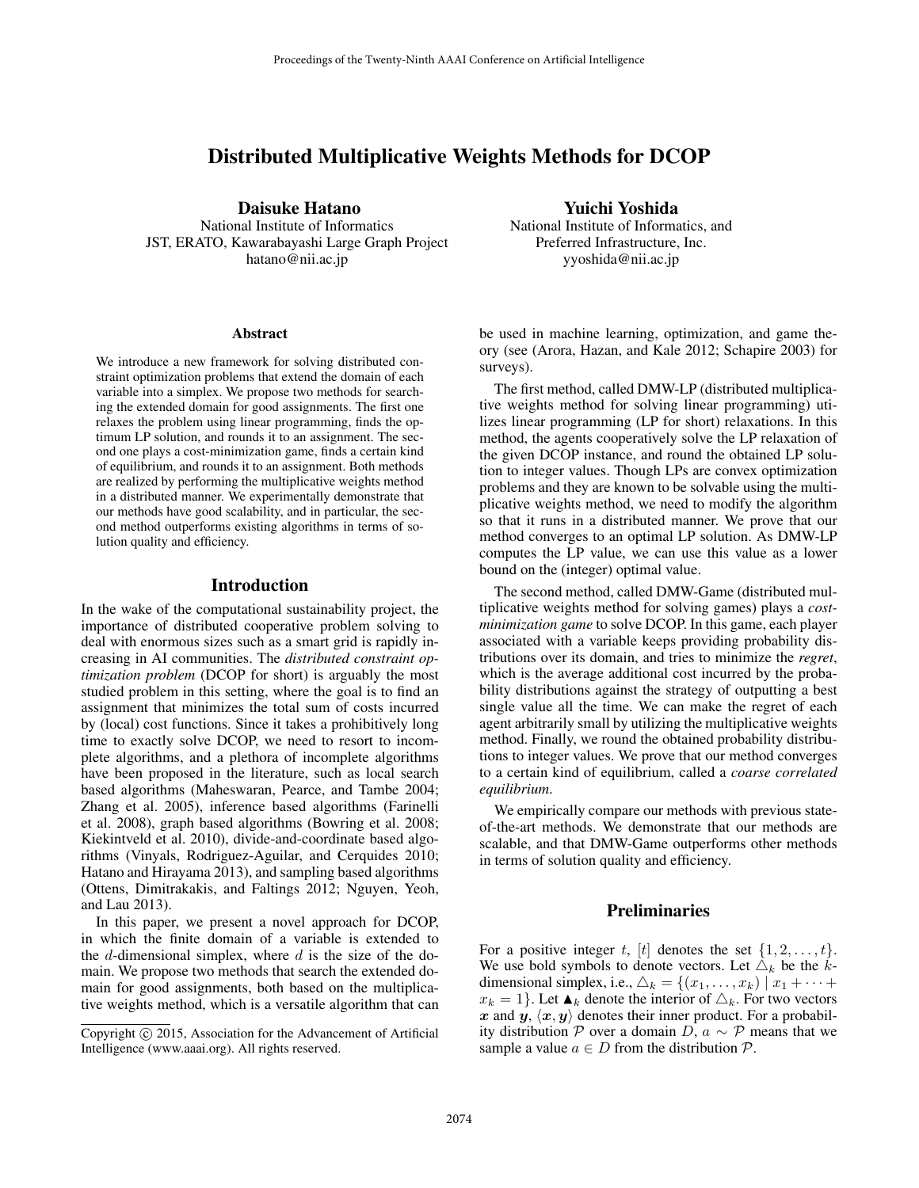# Distributed Multiplicative Weights Methods for DCOP

**Daisuke Hatano**
National Institute of Informatics
JST, ERATO, Kawarabayashi Large Graph Project
hatano@nii.ac.jp

**Yuichi Yoshida**
National Institute of Informatics, and
Preferred Infrastructure, Inc.
yyoshida@nii.ac.jp

### Abstract

We introduce a new framework for solving distributed constraint optimization problems that extend the domain of each variable into a simplex. We propose two methods for searching the extended domain for good assignments. The first one relaxes the problem using linear programming, finds the optimum LP solution, and rounds it to an assignment. The second one plays a cost-minimization game, finds a certain kind of equilibrium, and rounds it to an assignment. Both methods are realized by performing the multiplicative weights method in a distributed manner. We experimentally demonstrate that our methods have good scalability, and in particular, the second method outperforms existing algorithms in terms of solution quality and efficiency.

## Introduction

In the wake of the computational sustainability project, the importance of distributed cooperative problem solving to deal with enormous sizes such as a smart grid is rapidly increasing in AI communities. The *distributed constraint optimization problem* (DCOP for short) is arguably the most studied problem in this setting, where the goal is to find an assignment that minimizes the total sum of costs incurred by (local) cost functions. Since it takes a prohibitively long time to exactly solve DCOP, we need to resort to incomplete algorithms, and a plethora of incomplete algorithms have been proposed in the literature, such as local search based algorithms (Maheswaran, Pearce, and Tambe 2004; Zhang et al. 2005), inference based algorithms (Farinelli et al. 2008), graph based algorithms (Bowring et al. 2008; Kiekintveld et al. 2010), divide-and-coordinate based algorithms (Vinyals, Rodriguez-Aguilar, and Cerquides 2010; Hatano and Hirayama 2013), and sampling based algorithms (Ottens, Dimitrakakis, and Faltings 2012; Nguyen, Yeoh, and Lau 2013).

In this paper, we present a novel approach for DCOP, in which the finite domain of a variable is extended to the $d$-dimensional simplex, where $d$ is the size of the domain. We propose two methods that search the extended domain for good assignments, both based on the multiplicative weights method, which is a versatile algorithm that can be used in machine learning, optimization, and game theory (see (Arora, Hazan, and Kale 2012; Schapire 2003) for surveys).

The first method, called DMW-LP (distributed multiplicative weights method for solving linear programming) utilizes linear programming (LP for short) relaxations. In this method, the agents cooperatively solve the LP relaxation of the given DCOP instance, and round the obtained LP solution to integer values. Though LPs are convex optimization problems and they are known to be solvable using the multiplicative weights method, we need to modify the algorithm so that it runs in a distributed manner. We prove that our method converges to an optimal LP solution. As DMW-LP computes the LP value, we can use this value as a lower bound on the (integer) optimal value.

The second method, called DMW-Game (distributed multiplicative weights method for solving games) plays a *cost-minimization game* to solve DCOP. In this game, each player associated with a variable keeps providing probability distributions over its domain, and tries to minimize the *regret*, which is the average additional cost incurred by the probability distributions against the strategy of outputting a best single value all the time. We can make the regret of each agent arbitrarily small by utilizing the multiplicative weights method. Finally, we round the obtained probability distributions to integer values. We prove that our method converges to a certain kind of equilibrium, called a *coarse correlated equilibrium*.

We empirically compare our methods with previous state-of-the-art methods. We demonstrate that our methods are scalable, and that DMW-Game outperforms other methods in terms of solution quality and efficiency.

## Preliminaries

For a positive integer $t$, $[t]$ denotes the set $\{1, 2, \ldots, t\}$. We use bold symbols to denote vectors. Let $\triangle_k$ be the $k$-dimensional simplex, i.e., $\triangle_k = \{(x_1, \ldots, x_k) \mid x_1 + \cdots + x_k = 1\}$. Let $\blacktriangle_k$ denote the interior of $\triangle_k$. For two vectors $\boldsymbol{x}$ and $\boldsymbol{y}$, $\langle \boldsymbol{x}, \boldsymbol{y} \rangle$ denotes their inner product. For a probability distribution $\mathcal{P}$ over a domain $D$, $a \sim \mathcal{P}$ means that we sample a value $a \in D$ from the distribution $\mathcal{P}$.

Copyright © 2015, Association for the Advancement of Artificial Intelligence (www.aaai.org). All rights reserved.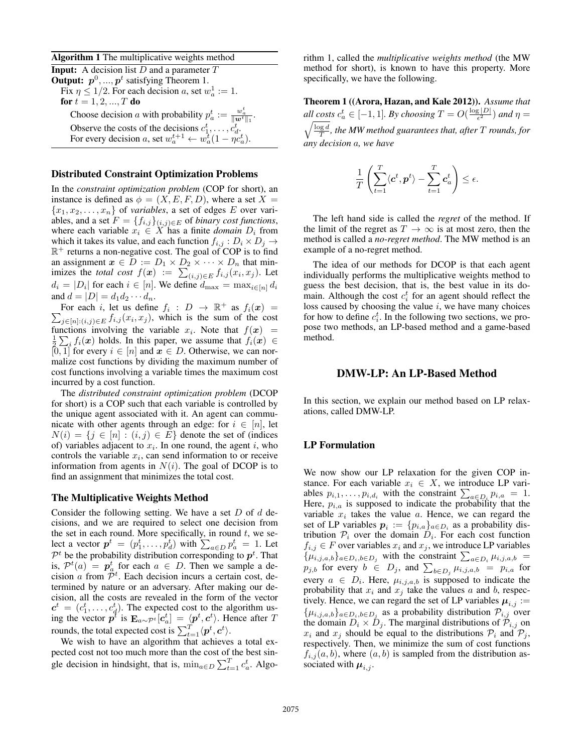**Algorithm 1** The multiplicative weights method

**Input:** A decision list $D$ and a parameter $T$
**Output:** $\boldsymbol{p}^0, ..., \boldsymbol{p}^t$ satisfying Theorem 1.
Fix $\eta \leq 1/2$. For each decision $a$, set $w_a^1 := 1$.
**for** $t = 1, 2, ..., T$ **do**
  Choose decision $a$ with probability $p_a^t := \frac{w_a^t}{\|\boldsymbol{w}^t\|_1}$.
  Observe the costs of the decisions $c_1^t, \ldots, c_d^t$.
  For every decision $a$, set $w_a^{t+1} \leftarrow w_a^t(1 - \eta c_a^t)$.

## Distributed Constraint Optimization Problems

In the *constraint optimization problem* (COP for short), an instance is defined as $\phi = (X, E, F, D)$, where a set $X = \{x_1, x_2, \ldots, x_n\}$ of *variables*, a set of edges $E$ over variables, and a set $F = \{f_{i,j}\}_{(i,j) \in E}$ of *binary cost functions*, where each variable $x_i \in X$ has a finite *domain* $D_i$ from which it takes its value, and each function $f_{i,j} : D_i \times D_j \to \mathbb{R}^+$ returns a non-negative cost. The goal of COP is to find an assignment $\boldsymbol{x} \in D := D_1 \times D_2 \times \cdots \times D_n$ that minimizes the *total cost* $f(\boldsymbol{x}) := \sum_{(i,j) \in E} f_{i,j}(x_i, x_j)$. Let $d_i = |D_i|$ for each $i \in [n]$. We define $d_{\max} = \max_{i \in [n]} d_i$ and $d = |D| = d_1 d_2 \cdots d_n$.

For each $i$, let us define $f_i : D \to \mathbb{R}^+$ as $f_i(\boldsymbol{x}) = \sum_{j \in [n]:(i,j) \in E} f_{i,j}(x_i, x_j)$, which is the sum of the cost functions involving the variable $x_i$. Note that $f(\boldsymbol{x}) = \frac{1}{2} \sum_i f_i(\boldsymbol{x})$ holds. In this paper, we assume that $f_i(\boldsymbol{x}) \in [0, 1]$ for every $i \in [n]$ and $\boldsymbol{x} \in D$. Otherwise, we can normalize cost functions by dividing the maximum number of cost functions involving a variable times the maximum cost incurred by a cost function.

The *distributed constraint optimization problem* (DCOP for short) is a COP such that each variable is controlled by the unique agent associated with it. An agent can communicate with other agents through an edge: for $i \in [n]$, let $N(i) = \{j \in [n] : (i, j) \in E\}$ denote the set of (indices of) variables adjacent to $x_i$. In one round, the agent $i$, who controls the variable $x_i$, can send information to or receive information from agents in $N(i)$. The goal of DCOP is to find an assignment that minimizes the total cost.

## The Multiplicative Weights Method

Consider the following setting. We have a set $D$ of $d$ decisions, and we are required to select one decision from the set in each round. More specifically, in round $t$, we select a vector $\boldsymbol{p}^t = (p_1^t, \ldots, p_d^t)$ with $\sum_{a \in D} p_a^t = 1$. Let $\mathcal{P}^t$ be the probability distribution corresponding to $\boldsymbol{p}^t$. That is, $\mathcal{P}^t(a) = \boldsymbol{p}_a^t$ for each $a \in D$. Then we sample a decision $a$ from $\mathcal{P}^t$. Each decision incurs a certain cost, determined by nature or an adversary. After making our decision, all the costs are revealed in the form of the vector $\boldsymbol{c}^t = (c_1^t, \ldots, c_d^t)$. The expected cost to the algorithm using the vector $\boldsymbol{p}^t$ is $\mathbf{E}_{a \sim \mathcal{P}^t}[\boldsymbol{c}_a^t] = \langle \boldsymbol{p}^t, \boldsymbol{c}^t \rangle$. Hence after $T$ rounds, the total expected cost is $\sum_{t=1}^T \langle \boldsymbol{p}^t, \boldsymbol{c}^t \rangle$.

We wish to have an algorithm that achieves a total expected cost not too much more than the cost of the best single decision in hindsight, that is, $\min_{a \in D} \sum_{t=1}^T c_a^t$. Algorithm 1, called the *multiplicative weights method* (the MW method for short), is known to have this property. More specifically, we have the following.

**Theorem 1 ((Arora, Hazan, and Kale 2012)).** *Assume that all costs $c_a^t \in [-1, 1]$. By choosing $T = O(\frac{\log |D|}{\epsilon^2})$ and $\eta = \sqrt{\frac{\log d}{T}}$, the MW method guarantees that, after $T$ rounds, for any decision $a$, we have*

$$\frac{1}{T} \left( \sum_{t=1}^T \langle \boldsymbol{c}^t, \boldsymbol{p}^t \rangle - \sum_{t=1}^T \boldsymbol{c}_a^t \right) \leq \epsilon.$$

The left hand side is called the *regret* of the method. If the limit of the regret as $T \to \infty$ is at most zero, then the method is called a *no-regret method*. The MW method is an example of a no-regret method.

The idea of our methods for DCOP is that each agent individually performs the multiplicative weights method to guess the best decision, that is, the best value in its domain. Although the cost $c_i^t$ for an agent should reflect the loss caused by choosing the value $i$, we have many choices for how to define $c_i^t$. In the following two sections, we propose two methods, an LP-based method and a game-based method.

# DMW-LP: An LP-Based Method

In this section, we explain our method based on LP relaxations, called DMW-LP.

## LP Formulation

We now show our LP relaxation for the given COP instance. For each variable $x_i \in X$, we introduce LP variables $p_{i,1}, \ldots, p_{i,d_i}$ with the constraint $\sum_{a \in D_i} p_{i,a} = 1$. Here, $p_{i,a}$ is supposed to indicate the probability that the variable $x_i$ takes the value $a$. Hence, we can regard the set of LP variables $\boldsymbol{p}_i := \{p_{i,a}\}_{a \in D_i}$ as a probability distribution $\mathcal{P}_i$ over the domain $D_i$. For each cost function $f_{i,j} \in F$ over variables $x_i$ and $x_j$, we introduce LP variables $\{\mu_{i,j,a,b}\}_{a \in D_i, b \in D_j}$ with the constraint $\sum_{a \in D_i} \mu_{i,j,a,b} = p_{j,b}$ for every $b \in D_j$, and $\sum_{b \in D_j} \mu_{i,j,a,b} = p_{i,a}$ for every $a \in D_i$. Here, $\mu_{i,j,a,b}$ is supposed to indicate the probability that $x_i$ and $x_j$ take the values $a$ and $b$, respectively. Hence, we can regard the set of LP variables $\boldsymbol{\mu}_{i,j} := \{\mu_{i,j,a,b}\}_{a \in D_i, b \in D_j}$ as a probability distribution $\mathcal{P}_{i,j}$ over the domain $D_i \times D_j$. The marginal distributions of $\mathcal{P}_{i,j}$ on $x_i$ and $x_j$ should be equal to the distributions $\mathcal{P}_i$ and $\mathcal{P}_j$, respectively. Then, we minimize the sum of cost functions $f_{i,j}(a, b)$, where $(a, b)$ is sampled from the distribution associated with $\boldsymbol{\mu}_{i,j}$.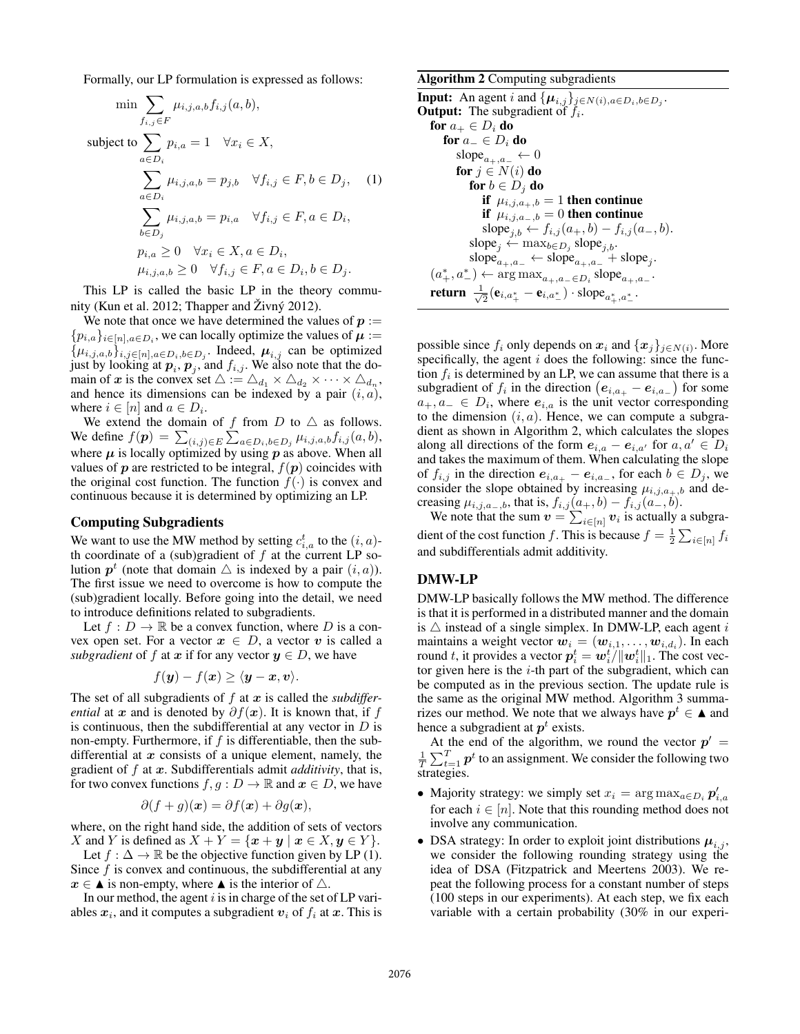Formally, our LP formulation is expressed as follows:

$$
\begin{aligned}
\min \sum_{f_{i,j} \in F} & \mu_{i,j,a,b} f_{i,j}(a,b), \\
\text{subject to} \sum_{a \in D_i} & p_{i,a} = 1 \quad \forall x_i \in X, \\
\sum_{a \in D_i} & \mu_{i,j,a,b} = p_{j,b} \quad \forall f_{i,j} \in F, b \in D_j, \\
\sum_{b \in D_j} & \mu_{i,j,a,b} = p_{i,a} \quad \forall f_{i,j} \in F, a \in D_i, \\
& p_{i,a} \geq 0 \quad \forall x_i \in X, a \in D_i, \\
& \mu_{i,j,a,b} \geq 0 \quad \forall f_{i,j} \in F, a \in D_i, b \in D_j.
\end{aligned} \tag{1}
$$

This LP is called the basic LP in the theory community (Kun et al. 2012; Thapper and Živný 2012).

We note that once we have determined the values of $\boldsymbol{p} := \{p_{i,a}\}_{i \in [n], a \in D_i}$, we can locally optimize the values of $\boldsymbol{\mu} := \{\mu_{i,j,a,b}\}_{i,j \in [n], a \in D_i, b \in D_j}$. Indeed, $\boldsymbol{\mu}_{i,j}$ can be optimized just by looking at $\boldsymbol{p}_i$, $\boldsymbol{p}_j$, and $f_{i,j}$. We also note that the domain of $\boldsymbol{x}$ is the convex set $\triangle := \triangle_{d_1} \times \triangle_{d_2} \times \cdots \times \triangle_{d_n}$, and hence its dimensions can be indexed by a pair $(i, a)$, where $i \in [n]$ and $a \in D_i$.

We extend the domain of $f$ from $D$ to $\triangle$ as follows. We define $f(\boldsymbol{p}) = \sum_{(i,j) \in E} \sum_{a \in D_i, b \in D_j} \mu_{i,j,a,b} f_{i,j}(a,b)$, where $\boldsymbol{\mu}$ is locally optimized by using $\boldsymbol{p}$ as above. When all values of $\boldsymbol{p}$ are restricted to be integral, $f(\boldsymbol{p})$ coincides with the original cost function. The function $f(\cdot)$ is convex and continuous because it is determined by optimizing an LP.

## Computing Subgradients

We want to use the MW method by setting $c^t_{i,a}$ to the $(i,a)$-th coordinate of a (sub)gradient of $f$ at the current LP solution $\boldsymbol{p}^t$ (note that domain $\triangle$ is indexed by a pair $(i,a)$). The first issue we need to overcome is how to compute the (sub)gradient locally. Before going into the detail, we need to introduce definitions related to subgradients.

Let $f : D \to \mathbb{R}$ be a convex function, where $D$ is a convex open set. For a vector $\boldsymbol{x} \in D$, a vector $\boldsymbol{v}$ is called a *subgradient* of $f$ at $\boldsymbol{x}$ if for any vector $\boldsymbol{y} \in D$, we have

$$
f(\boldsymbol{y}) - f(\boldsymbol{x}) \geq \langle \boldsymbol{y} - \boldsymbol{x}, \boldsymbol{v} \rangle.
$$

The set of all subgradients of $f$ at $\boldsymbol{x}$ is called the *subdifferential* at $\boldsymbol{x}$ and is denoted by $\partial f(\boldsymbol{x})$. It is known that, if $f$ is continuous, then the subdifferential at any vector in $D$ is non-empty. Furthermore, if $f$ is differentiable, then the subdifferential at $\boldsymbol{x}$ consists of a unique element, namely, the gradient of $f$ at $\boldsymbol{x}$. Subdifferentials admit *additivity*, that is, for two convex functions $f, g : D \to \mathbb{R}$ and $\boldsymbol{x} \in D$, we have

$$
\partial(f + g)(\boldsymbol{x}) = \partial f(\boldsymbol{x}) + \partial g(\boldsymbol{x}),
$$

where, on the right hand side, the addition of sets of vectors $X$ and $Y$ is defined as $X + Y = \{\boldsymbol{x} + \boldsymbol{y} \mid \boldsymbol{x} \in X, \boldsymbol{y} \in Y\}$.

Let $f : \Delta \to \mathbb{R}$ be the objective function given by LP (1). Since $f$ is convex and continuous, the subdifferential at any $\boldsymbol{x} \in \blacktriangle$ is non-empty, where $\blacktriangle$ is the interior of $\triangle$.

In our method, the agent $i$ is in charge of the set of LP variables $\boldsymbol{x}_i$, and it computes a subgradient $\boldsymbol{v}_i$ of $f_i$ at $\boldsymbol{x}$. This is possible since $f_i$ only depends on $\boldsymbol{x}_i$ and $\{\boldsymbol{x}_j\}_{j \in N(i)}$. More specifically, the agent $i$ does the following: since the function $f_i$ is determined by an LP, we can assume that there is a subgradient of $f_i$ in the direction $(\boldsymbol{e}_{i,a_+} - \boldsymbol{e}_{i,a_-})$ for some $a_+, a_- \in D_i$, where $\boldsymbol{e}_{i,a}$ is the unit vector corresponding to the dimension $(i,a)$. Hence, we can compute a subgradient as shown in Algorithm 2, which calculates the slopes along all directions of the form $\boldsymbol{e}_{i,a} - \boldsymbol{e}_{i,a'}$ for $a, a' \in D_i$ and takes the maximum of them. When calculating the slope of $f_{i,j}$ in the direction $\boldsymbol{e}_{i,a_+} - \boldsymbol{e}_{i,a_-}$, for each $b \in D_j$, we consider the slope obtained by increasing $\mu_{i,j,a_+,b}$ and decreasing $\mu_{i,j,a_-,b}$, that is, $f_{i,j}(a_+, b) - f_{i,j}(a_-, b)$.

**Algorithm 2** Computing subgradients

**Input:** An agent $i$ and $\{\boldsymbol{\mu}_{i,j}\}_{j \in N(i), a \in D_i, b \in D_j}$.
**Output:** The subgradient of $f_i$.

```
for a+ ∈ D_i do
    for a- ∈ D_i do
        slope_{a+,a-} ← 0
        for j ∈ N(i) do
            for b ∈ D_j do
                if μ_{i,j,a+,b} = 1 then continue
                if μ_{i,j,a-,b} = 0 then continue
                slope_{j,b} ← f_{i,j}(a+, b) − f_{i,j}(a-, b).
            slope_j ← max_{b ∈ D_j} slope_{j,b}.
            slope_{a+,a-} ← slope_{a+,a-} + slope_j.
(a*+, a*-) ← argmax_{a+,a- ∈ D_i} slope_{a+,a-}.
return (1/√2)(e_{i,a*+} − e_{i,a*-}) · slope_{a*+,a*-}.
```

We note that the sum $\boldsymbol{v} = \sum_{i \in [n]} \boldsymbol{v}_i$ is actually a subgradient of the cost function $f$. This is because $f = \frac{1}{2} \sum_{i \in [n]} f_i$ and subdifferentials admit additivity.

## DMW-LP

DMW-LP basically follows the MW method. The difference is that it is performed in a distributed manner and the domain is $\triangle$ instead of a single simplex. In DMW-LP, each agent $i$ maintains a weight vector $\boldsymbol{w}_i = (\boldsymbol{w}_{i,1}, \ldots, \boldsymbol{w}_{i,d_i})$. In each round $t$, it provides a vector $\boldsymbol{p}^t_i = \boldsymbol{w}^t_i / \|\boldsymbol{w}^t_i\|_1$. The cost vector given here is the $i$-th part of the subgradient, which can be computed as in the previous section. The update rule is the same as the original MW method. Algorithm 3 summarizes our method. We note that we always have $\boldsymbol{p}^t \in \blacktriangle$ and hence a subgradient at $\boldsymbol{p}^t$ exists.

At the end of the algorithm, we round the vector $\boldsymbol{p}' = \frac{1}{T} \sum_{t=1}^{T} \boldsymbol{p}^t$ to an assignment. We consider the following two strategies.

- Majority strategy: we simply set $x_i = \arg\max_{a \in D_i} \boldsymbol{p}'_{i,a}$ for each $i \in [n]$. Note that this rounding method does not involve any communication.
- DSA strategy: In order to exploit joint distributions $\boldsymbol{\mu}_{i,j}$, we consider the following rounding strategy using the idea of DSA (Fitzpatrick and Meertens 2003). We repeat the following process for a constant number of steps (100 steps in our experiments). At each step, we fix each variable with a certain probability (30% in our experi-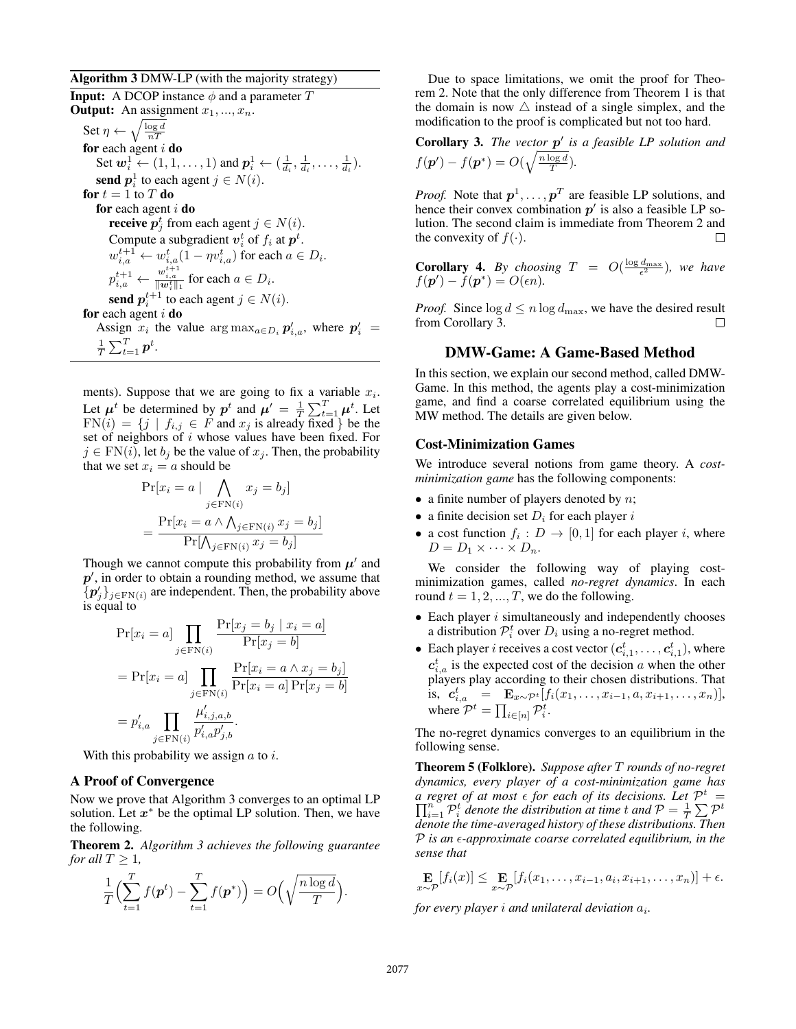**Algorithm 3** DMW-LP (with the majority strategy)

**Input:** A DCOP instance $\phi$ and a parameter $T$
**Output:** An assignment $x_1, ..., x_n$.

Set $\eta \leftarrow \sqrt{\frac{\log d}{nT}}$
**for** each agent $i$ **do**
  Set $\boldsymbol{w}_i^1 \leftarrow (1, 1, \ldots, 1)$ and $\boldsymbol{p}_i^1 \leftarrow (\frac{1}{d_i}, \frac{1}{d_i}, \ldots, \frac{1}{d_i})$.
  **send** $\boldsymbol{p}_i^1$ to each agent $j \in N(i)$.
**for** $t = 1$ to $T$ **do**
  **for** each agent $i$ **do**
    **receive** $\boldsymbol{p}_j^t$ from each agent $j \in N(i)$.
    Compute a subgradient $\boldsymbol{v}_i^t$ of $f_i$ at $\boldsymbol{p}^t$.
    $w_{i,a}^{t+1} \leftarrow w_{i,a}^t(1 - \eta v_{i,a}^t)$ for each $a \in D_i$.
    $p_{i,a}^{t+1} \leftarrow \frac{w_{i,a}^{t+1}}{\|\boldsymbol{w}_i^t\|_1}$ for each $a \in D_i$.
    **send** $\boldsymbol{p}_i^{t+1}$ to each agent $j \in N(i)$.
**for** each agent $i$ **do**
  Assign $x_i$ the value $\arg\max_{a \in D_i} \boldsymbol{p}'_{i,a}$, where $\boldsymbol{p}'_i = \frac{1}{T}\sum_{t=1}^{T} \boldsymbol{p}^t$.

ments). Suppose that we are going to fix a variable $x_i$. Let $\boldsymbol{\mu}^t$ be determined by $\boldsymbol{p}^t$ and $\boldsymbol{\mu}' = \frac{1}{T}\sum_{t=1}^{T} \boldsymbol{\mu}^t$. Let $\mathrm{FN}(i) = \{j \mid f_{i,j} \in F \text{ and } x_j \text{ is already fixed }\}$ be the set of neighbors of $i$ whose values have been fixed. For $j \in \mathrm{FN}(i)$, let $b_j$ be the value of $x_j$. Then, the probability that we set $x_i = a$ should be

$$
\begin{aligned}
&\Pr[x_i = a \mid \bigwedge_{j \in \mathrm{FN}(i)} x_j = b_j] \\
&= \frac{\Pr[x_i = a \wedge \bigwedge_{j \in \mathrm{FN}(i)} x_j = b_j]}{\Pr[\bigwedge_{j \in \mathrm{FN}(i)} x_j = b_j]}
\end{aligned}
$$

Though we cannot compute this probability from $\boldsymbol{\mu}'$ and $\boldsymbol{p}'$, in order to obtain a rounding method, we assume that $\{\boldsymbol{p}'_j\}_{j \in \mathrm{FN}(i)}$ are independent. Then, the probability above is equal to

$$
\begin{aligned}
&\Pr[x_i = a] \prod_{j \in \mathrm{FN}(i)} \frac{\Pr[x_j = b_j \mid x_i = a]}{\Pr[x_j = b]} \\
&= \Pr[x_i = a] \prod_{j \in \mathrm{FN}(i)} \frac{\Pr[x_i = a \wedge x_j = b_j]}{\Pr[x_i = a]\Pr[x_j = b]} \\
&= p'_{i,a} \prod_{j \in \mathrm{FN}(i)} \frac{\mu'_{i,j,a,b}}{p'_{i,a} p'_{j,b}}.
\end{aligned}
$$

With this probability we assign $a$ to $i$.

### A Proof of Convergence

Now we prove that Algorithm 3 converges to an optimal LP solution. Let $\boldsymbol{x}^*$ be the optimal LP solution. Then, we have the following.

**Theorem 2.** *Algorithm 3 achieves the following guarantee for all $T \geq 1$,*

$$
\frac{1}{T}\Big(\sum_{t=1}^{T} f(\boldsymbol{p}^t) - \sum_{t=1}^{T} f(\boldsymbol{p}^*)\Big) = O\Big(\sqrt{\frac{n \log d}{T}}\Big).
$$

Due to space limitations, we omit the proof for Theorem 2. Note that the only difference from Theorem 1 is that the domain is now $\triangle$ instead of a single simplex, and the modification to the proof is complicated but not too hard.

**Corollary 3.** *The vector $\boldsymbol{p}'$ is a feasible LP solution and $f(\boldsymbol{p}') - f(\boldsymbol{p}^*) = O(\sqrt{\frac{n \log d}{T}})$.*

*Proof.* Note that $\boldsymbol{p}^1, \ldots, \boldsymbol{p}^T$ are feasible LP solutions, and hence their convex combination $\boldsymbol{p}'$ is also a feasible LP solution. The second claim is immediate from Theorem 2 and the convexity of $f(\cdot)$. □

**Corollary 4.** *By choosing $T = O(\frac{\log d_{\max}}{\epsilon^2})$, we have $f(\boldsymbol{p}') - f(\boldsymbol{p}^*) = O(\epsilon n)$.*

*Proof.* Since $\log d \leq n \log d_{\max}$, we have the desired result from Corollary 3. □

## DMW-Game: A Game-Based Method

In this section, we explain our second method, called DMW-Game. In this method, the agents play a cost-minimization game, and find a coarse correlated equilibrium using the MW method. The details are given below.

### Cost-Minimization Games

We introduce several notions from game theory. A *cost-minimization game* has the following components:

- a finite number of players denoted by $n$;
- a finite decision set $D_i$ for each player $i$
- a cost function $f_i : D \to [0, 1]$ for each player $i$, where $D = D_1 \times \cdots \times D_n$.

We consider the following way of playing cost-minimization games, called *no-regret dynamics*. In each round $t = 1, 2, ..., T$, we do the following.

- Each player $i$ simultaneously and independently chooses a distribution $\mathcal{P}_i^t$ over $D_i$ using a no-regret method.
- Each player $i$ receives a cost vector $(\boldsymbol{c}_{i,1}^t, \ldots, \boldsymbol{c}_{i,1}^t)$, where $\boldsymbol{c}_{i,a}^t$ is the expected cost of the decision $a$ when the other players play according to their chosen distributions. That is, $\boldsymbol{c}_{i,a}^t = \mathbf{E}_{x \sim \mathcal{P}^t}[f_i(x_1, \ldots, x_{i-1}, a, x_{i+1}, \ldots, x_n)]$, where $\mathcal{P}^t = \prod_{i \in [n]} \mathcal{P}_i^t$.

The no-regret dynamics converges to an equilibrium in the following sense.

**Theorem 5 (Folklore).** *Suppose after $T$ rounds of no-regret dynamics, every player of a cost-minimization game has a regret of at most $\epsilon$ for each of its decisions. Let $\mathcal{P}^t = \prod_{i=1}^{n} \mathcal{P}_i^t$ denote the distribution at time $t$ and $\mathcal{P} = \frac{1}{T}\sum \mathcal{P}^t$ denote the time-averaged history of these distributions. Then $\mathcal{P}$ is an $\epsilon$-approximate coarse correlated equilibrium, in the sense that*

$$
\mathop{\mathbf{E}}_{x \sim \mathcal{P}}[f_i(x)] \leq \mathop{\mathbf{E}}_{x \sim \mathcal{P}}[f_i(x_1, \ldots, x_{i-1}, a_i, x_{i+1}, \ldots, x_n)] + \epsilon.
$$

*for every player $i$ and unilateral deviation $a_i$.*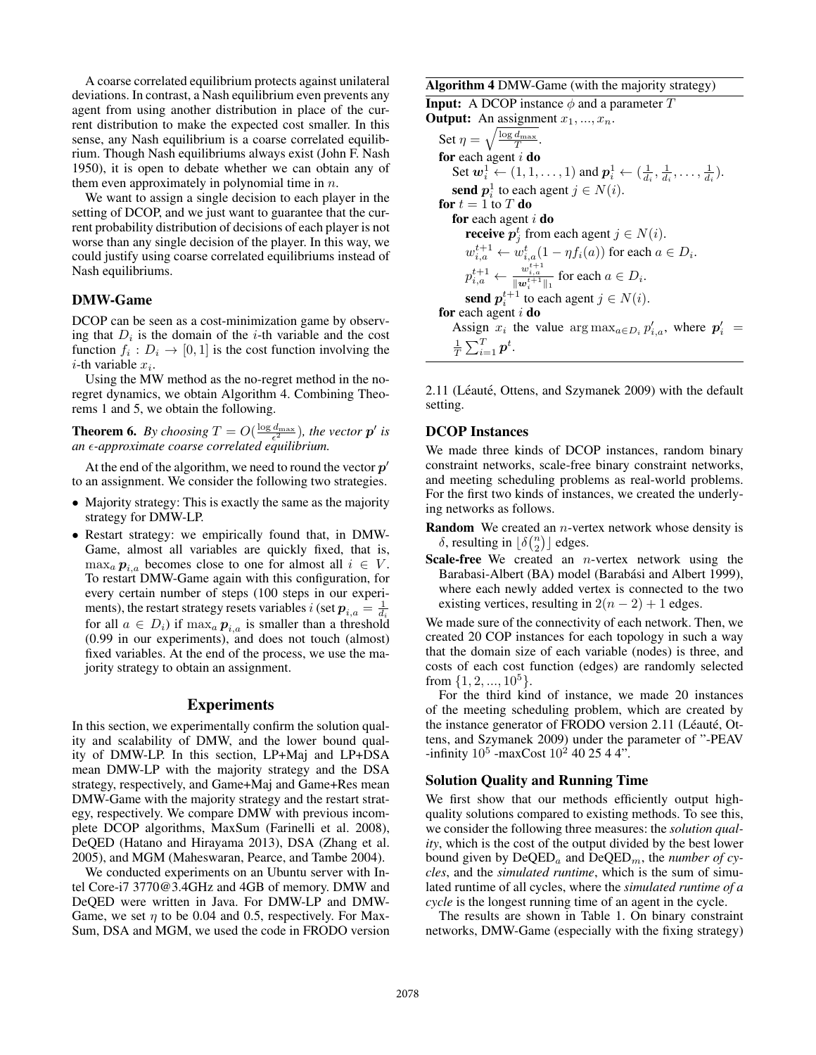A coarse correlated equilibrium protects against unilateral deviations. In contrast, a Nash equilibrium even prevents any agent from using another distribution in place of the current distribution to make the expected cost smaller. In this sense, any Nash equilibrium is a coarse correlated equilibrium. Though Nash equilibriums always exist (John F. Nash 1950), it is open to debate whether we can obtain any of them even approximately in polynomial time in $n$.

We want to assign a single decision to each player in the setting of DCOP, and we just want to guarantee that the current probability distribution of decisions of each player is not worse than any single decision of the player. In this way, we could justify using coarse correlated equilibriums instead of Nash equilibriums.

## DMW-Game

DCOP can be seen as a cost-minimization game by observing that $D_i$ is the domain of the $i$-th variable and the cost function $f_i : D_i \to [0, 1]$ is the cost function involving the $i$-th variable $x_i$.

Using the MW method as the no-regret method in the no-regret dynamics, we obtain Algorithm 4. Combining Theorems 1 and 5, we obtain the following.

**Theorem 6.** *By choosing $T = O(\frac{\log d_{\max}}{\epsilon^2})$, the vector $\boldsymbol{p}'$ is an $\epsilon$-approximate coarse correlated equilibrium.*

At the end of the algorithm, we need to round the vector $\boldsymbol{p}'$ to an assignment. We consider the following two strategies.

- Majority strategy: This is exactly the same as the majority strategy for DMW-LP.
- Restart strategy: we empirically found that, in DMW-Game, almost all variables are quickly fixed, that is, $\max_a \boldsymbol{p}_{i,a}$ becomes close to one for almost all $i \in V$. To restart DMW-Game again with this configuration, for every certain number of steps (100 steps in our experiments), the restart strategy resets variables $i$ (set $\boldsymbol{p}_{i,a} = \frac{1}{d_i}$ for all $a \in D_i$) if $\max_a \boldsymbol{p}_{i,a}$ is smaller than a threshold (0.99 in our experiments), and does not touch (almost) fixed variables. At the end of the process, we use the majority strategy to obtain an assignment.

**Algorithm 4** DMW-Game (with the majority strategy)

**Input:** A DCOP instance $\phi$ and a parameter $T$
**Output:** An assignment $x_1, ..., x_n$.

Set $\eta = \sqrt{\frac{\log d_{\max}}{T}}$.
**for** each agent $i$ **do**
  Set $\boldsymbol{w}_i^1 \leftarrow (1, 1, \dots, 1)$ and $\boldsymbol{p}_i^1 \leftarrow (\frac{1}{d_i}, \frac{1}{d_i}, \dots, \frac{1}{d_i})$.
  **send** $\boldsymbol{p}_i^1$ to each agent $j \in N(i)$.
**for** $t = 1$ to $T$ **do**
  **for** each agent $i$ **do**
    **receive** $\boldsymbol{p}_j^t$ from each agent $j \in N(i)$.
    $w_{i,a}^{t+1} \leftarrow w_{i,a}^t (1 - \eta f_i(a))$ for each $a \in D_i$.
    $p_{i,a}^{t+1} \leftarrow \frac{w_{i,a}^{t+1}}{\|\boldsymbol{w}_i^{t+1}\|_1}$ for each $a \in D_i$.
    **send** $\boldsymbol{p}_i^{t+1}$ to each agent $j \in N(i)$.
**for** each agent $i$ **do**
  Assign $x_i$ the value $\arg\max_{a \in D_i} p'_{i,a}$, where $\boldsymbol{p}'_i = \frac{1}{T}\sum_{i=1}^{T} \boldsymbol{p}^t$.

# Experiments

In this section, we experimentally confirm the solution quality and scalability of DMW, and the lower bound quality of DMW-LP. In this section, LP+Maj and LP+DSA mean DMW-LP with the majority strategy and the DSA strategy, respectively, and Game+Maj and Game+Res mean DMW-Game with the majority strategy and the restart strategy, respectively. We compare DMW with previous incomplete DCOP algorithms, MaxSum (Farinelli et al. 2008), DeQED (Hatano and Hirayama 2013), DSA (Zhang et al. 2005), and MGM (Maheswaran, Pearce, and Tambe 2004).

We conducted experiments on an Ubuntu server with Intel Core-i7 3770@3.4GHz and 4GB of memory. DMW and DeQED were written in Java. For DMW-LP and DMW-Game, we set $\eta$ to be 0.04 and 0.5, respectively. For MaxSum, DSA and MGM, we used the code in FRODO version 2.11 (Léauté, Ottens, and Szymanek 2009) with the default setting.

## DCOP Instances

We made three kinds of DCOP instances, random binary constraint networks, scale-free binary constraint networks, and meeting scheduling problems as real-world problems. For the first two kinds of instances, we created the underlying networks as follows.

**Random** We created an $n$-vertex network whose density is $\delta$, resulting in $\lfloor \delta\binom{n}{2} \rfloor$ edges.

**Scale-free** We created an $n$-vertex network using the Barabasi-Albert (BA) model (Barabási and Albert 1999), where each newly added vertex is connected to the two existing vertices, resulting in $2(n-2)+1$ edges.

We made sure of the connectivity of each network. Then, we created 20 COP instances for each topology in such a way that the domain size of each variable (nodes) is three, and costs of each cost function (edges) are randomly selected from $\{1, 2, ..., 10^5\}$.

For the third kind of instance, we made 20 instances of the meeting scheduling problem, which are created by the instance generator of FRODO version 2.11 (Léauté, Ottens, and Szymanek 2009) under the parameter of "-PEAV -infinity $10^5$ -maxCost $10^2$ 40 25 4 4".

## Solution Quality and Running Time

We first show that our methods efficiently output high-quality solutions compared to existing methods. To see this, we consider the following three measures: the *solution quality*, which is the cost of the output divided by the best lower bound given by $\text{DeQED}_a$ and $\text{DeQED}_m$, the *number of cycles*, and the *simulated runtime*, which is the sum of simulated runtime of all cycles, where the *simulated runtime of a cycle* is the longest running time of an agent in the cycle.

The results are shown in Table 1. On binary constraint networks, DMW-Game (especially with the fixing strategy)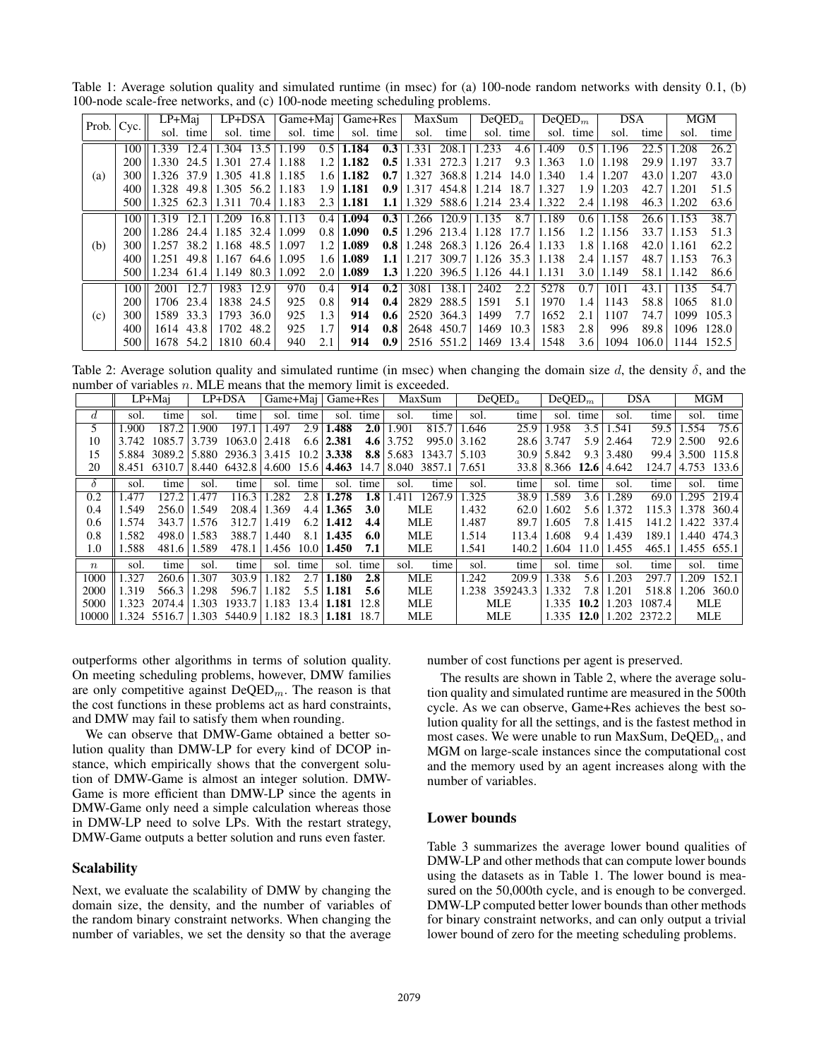Table 1: Average solution quality and simulated runtime (in msec) for (a) 100-node random networks with density 0.1, (b) 100-node scale-free networks, and (c) 100-node meeting scheduling problems.

| Prob. | Cyc. | LP+Maj | | LP+DSA | | Game+Maj | | Game+Res | | MaxSum | | DeQED$_a$ | | DeQED$_m$ | | DSA | | MGM | |
|---|---|---|---|---|---|---|---|---|---|---|---|---|---|---|---|---|---|---|---|
| | | sol. | time | sol. | time | sol. | time | sol. | time | sol. | time | sol. | time | sol. | time | sol. | time | sol. | time |
| (a) | 100 | 1.339 | 12.4 | 1.304 | 13.5 | 1.199 | 0.5 | **1.184** | **0.3** | 1.331 | 208.1 | 1.233 | 4.6 | 1.409 | 0.5 | 1.196 | 22.5 | 1.208 | 26.2 |
| | 200 | 1.330 | 24.5 | 1.301 | 27.4 | 1.188 | 1.2 | **1.182** | **0.5** | 1.331 | 272.3 | 1.217 | 9.3 | 1.363 | 1.0 | 1.198 | 29.9 | 1.197 | 33.7 |
| | 300 | 1.326 | 37.9 | 1.305 | 41.8 | 1.185 | 1.6 | **1.182** | **0.7** | 1.327 | 368.8 | 1.214 | 14.0 | 1.340 | 1.4 | 1.207 | 43.0 | 1.207 | 43.0 |
| | 400 | 1.328 | 49.8 | 1.305 | 56.2 | 1.183 | 1.9 | **1.181** | **0.9** | 1.317 | 454.8 | 1.214 | 18.7 | 1.327 | 1.9 | 1.203 | 42.7 | 1.201 | 51.5 |
| | 500 | 1.325 | 62.3 | 1.311 | 70.4 | 1.183 | 2.3 | **1.181** | **1.1** | 1.329 | 588.6 | 1.214 | 23.4 | 1.322 | 2.4 | 1.198 | 46.3 | 1.202 | 63.6 |
| (b) | 100 | 1.319 | 12.1 | 1.209 | 16.8 | 1.113 | 0.4 | **1.094** | **0.3** | 1.266 | 120.9 | 1.135 | 8.7 | 1.189 | 0.6 | 1.158 | 26.6 | 1.153 | 38.7 |
| | 200 | 1.286 | 24.4 | 1.185 | 32.4 | 1.099 | 0.8 | **1.090** | **0.5** | 1.296 | 213.4 | 1.128 | 17.7 | 1.156 | 1.2 | 1.156 | 33.7 | 1.153 | 51.3 |
| | 300 | 1.257 | 38.2 | 1.168 | 48.5 | 1.097 | 1.2 | **1.089** | **0.8** | 1.248 | 268.3 | 1.126 | 26.4 | 1.133 | 1.8 | 1.168 | 42.0 | 1.161 | 62.2 |
| | 400 | 1.251 | 49.8 | 1.167 | 64.6 | 1.095 | 1.6 | **1.089** | **1.1** | 1.217 | 309.7 | 1.126 | 35.3 | 1.138 | 2.4 | 1.157 | 48.7 | 1.153 | 76.3 |
| | 500 | 1.234 | 61.4 | 1.149 | 80.3 | 1.092 | 2.0 | **1.089** | **1.3** | 1.220 | 396.5 | 1.126 | 44.1 | 1.131 | 3.0 | 1.149 | 58.1 | 1.142 | 86.6 |
| (c) | 100 | 2001 | 12.7 | 1983 | 12.9 | 970 | 0.4 | **914** | **0.2** | 3081 | 138.1 | 2402 | 2.2 | 5278 | 0.7 | 1011 | 43.1 | 1135 | 54.7 |
| | 200 | 1706 | 23.4 | 1838 | 24.5 | 925 | 0.8 | **914** | **0.4** | 2829 | 288.5 | 1591 | 5.1 | 1970 | 1.4 | 1143 | 58.8 | 1065 | 81.0 |
| | 300 | 1589 | 33.3 | 1793 | 36.0 | 925 | 1.3 | **914** | **0.6** | 2520 | 364.3 | 1499 | 7.7 | 1652 | 2.1 | 1107 | 74.7 | 1099 | 105.3 |
| | 400 | 1614 | 43.8 | 1702 | 48.2 | 925 | 1.7 | **914** | **0.8** | 2648 | 450.7 | 1469 | 10.3 | 1583 | 2.8 | 996 | 89.8 | 1096 | 128.0 |
| | 500 | 1678 | 54.2 | 1810 | 60.4 | 940 | 2.1 | **914** | **0.9** | 2516 | 551.2 | 1469 | 13.4 | 1548 | 3.6 | 1094 | 106.0 | 1144 | 152.5 |

Table 2: Average solution quality and simulated runtime (in msec) when changing the domain size $d$, the density $\delta$, and the number of variables $n$. MLE means that the memory limit is exceeded.

| | LP+Maj | | LP+DSA | | Game+Maj | | Game+Res | | MaxSum | | DeQED$_a$ | | DeQED$_m$ | | DSA | | MGM | |
|---|---|---|---|---|---|---|---|---|---|---|---|---|---|---|---|---|---|---|
| $d$ | sol. | time | sol. | time | sol. | time | sol. | time | sol. | time | sol. | time | sol. | time | sol. | time | sol. | time |
| 5 | 1.900 | 187.2 | 1.900 | 197.1 | 1.497 | 2.9 | **1.488** | **2.0** | 1.901 | 815.7 | 1.646 | 25.9 | 1.958 | 3.5 | 1.541 | 59.5 | 1.554 | 75.6 |
| 10 | 3.742 | 1085.7 | 3.739 | 1063.0 | 2.418 | 6.6 | **2.381** | **4.6** | 3.752 | 995.0 | 3.162 | 28.6 | 3.747 | 5.9 | 2.464 | 72.9 | 2.500 | 92.6 |
| 15 | 5.884 | 3089.2 | 5.880 | 2936.3 | 3.415 | 10.2 | **3.338** | **8.8** | 5.683 | 1343.7 | 5.103 | 30.9 | 5.842 | 9.3 | 3.480 | 99.4 | 3.500 | 115.8 |
| 20 | 8.451 | 6310.7 | 8.440 | 6432.8 | 4.600 | 15.6 | **4.463** | 14.7 | 8.040 | 3857.1 | 7.651 | 33.8 | 8.366 | **12.6** | 4.642 | 124.7 | 4.753 | 133.6 |
| $\delta$ | sol. | time | sol. | time | sol. | time | sol. | time | sol. | time | sol. | time | sol. | time | sol. | time | sol. | time |
| 0.2 | 1.477 | 127.2 | 1.477 | 116.3 | 1.282 | 2.8 | **1.278** | **1.8** | 1.411 | 1267.9 | 1.325 | 38.9 | 1.589 | 3.6 | 1.289 | 69.0 | 1.295 | 219.4 |
| 0.4 | 1.549 | 256.0 | 1.549 | 208.4 | 1.369 | 4.4 | **1.365** | **3.0** | MLE | | 1.432 | 62.0 | 1.602 | 5.6 | 1.372 | 115.3 | 1.378 | 360.4 |
| 0.6 | 1.574 | 343.7 | 1.576 | 312.7 | 1.419 | 6.2 | **1.412** | **4.4** | MLE | | 1.487 | 89.7 | 1.605 | 7.8 | 1.415 | 141.2 | 1.422 | 337.4 |
| 0.8 | 1.582 | 498.0 | 1.583 | 388.7 | 1.440 | 8.1 | **1.435** | **6.0** | MLE | | 1.514 | 113.4 | 1.608 | 9.4 | 1.439 | 189.1 | 1.440 | 474.3 |
| 1.0 | 1.588 | 481.6 | 1.589 | 478.1 | 1.456 | 10.0 | **1.450** | **7.1** | MLE | | 1.541 | 140.2 | 1.604 | 11.0 | 1.455 | 465.1 | 1.455 | 655.1 |
| $n$ | sol. | time | sol. | time | sol. | time | sol. | time | sol. | time | sol. | time | sol. | time | sol. | time | sol. | time |
| 1000 | 1.327 | 260.6 | 1.307 | 303.9 | 1.182 | 2.7 | **1.180** | **2.8** | MLE | | 1.242 | 209.9 | 1.338 | 5.6 | 1.203 | 297.7 | 1.209 | 152.1 |
| 2000 | 1.319 | 566.3 | 1.298 | 596.7 | 1.182 | 5.5 | **1.181** | **5.6** | MLE | | 1.238 | 359243.3 | 1.332 | 7.8 | 1.201 | 518.8 | 1.206 | 360.0 |
| 5000 | 1.323 | 2074.4 | 1.303 | 1933.7 | 1.183 | 13.4 | **1.181** | 12.8 | MLE | | MLE | | 1.335 | **10.2** | 1.203 | 1087.4 | MLE | |
| 10000 | 1.324 | 5516.7 | 1.303 | 5440.9 | 1.182 | 18.3 | **1.181** | 18.7 | MLE | | MLE | | 1.335 | **12.0** | 1.202 | 2372.2 | MLE | |

outperforms other algorithms in terms of solution quality. On meeting scheduling problems, however, DMW families are only competitive against DeQED$_m$. The reason is that the cost functions in these problems act as hard constraints, and DMW may fail to satisfy them when rounding.

We can observe that DMW-Game obtained a better solution quality than DMW-LP for every kind of DCOP instance, which empirically shows that the convergent solution of DMW-Game is almost an integer solution. DMW-Game is more efficient than DMW-LP since the agents in DMW-Game only need a simple calculation whereas those in DMW-LP need to solve LPs. With the restart strategy, DMW-Game outputs a better solution and runs even faster.

### Scalability

Next, we evaluate the scalability of DMW by changing the domain size, the density, and the number of variables of the random binary constraint networks. When changing the number of variables, we set the density so that the average number of cost functions per agent is preserved.

The results are shown in Table 2, where the average solution quality and simulated runtime are measured in the 500th cycle. As we can observe, Game+Res achieves the best solution quality for all the settings, and is the fastest method in most cases. We were unable to run MaxSum, DeQED$_a$, and MGM on large-scale instances since the computational cost and the memory used by an agent increases along with the number of variables.

### Lower bounds

Table 3 summarizes the average lower bound qualities of DMW-LP and other methods that can compute lower bounds using the datasets as in Table 1. The lower bound is measured on the 50,000th cycle, and is enough to be converged. DMW-LP computed better lower bounds than other methods for binary constraint networks, and can only output a trivial lower bound of zero for the meeting scheduling problems.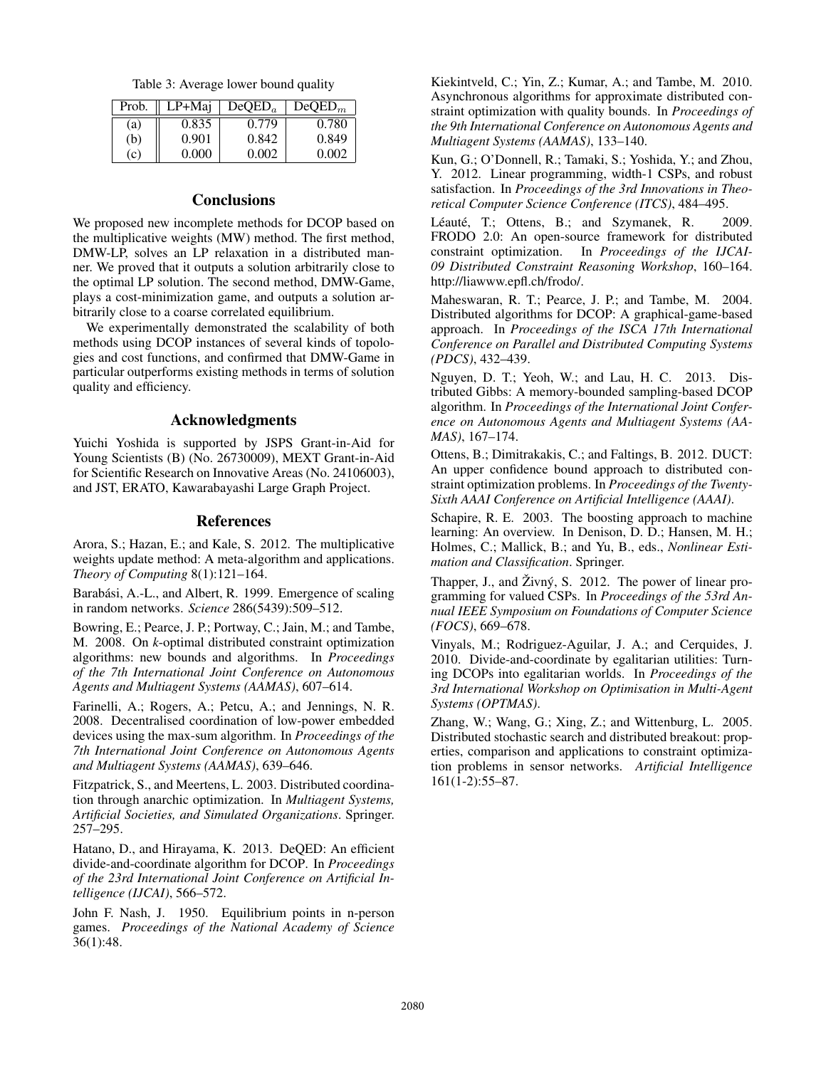Table 3: Average lower bound quality

| Prob. | LP+Maj | DeQED$_a$ | DeQED$_m$ |
|---|---|---|---|
| (a) | 0.835 | 0.779 | 0.780 |
| (b) | 0.901 | 0.842 | 0.849 |
| (c) | 0.000 | 0.002 | 0.002 |

## Conclusions

We proposed new incomplete methods for DCOP based on the multiplicative weights (MW) method. The first method, DMW-LP, solves an LP relaxation in a distributed manner. We proved that it outputs a solution arbitrarily close to the optimal LP solution. The second method, DMW-Game, plays a cost-minimization game, and outputs a solution arbitrarily close to a coarse correlated equilibrium.

We experimentally demonstrated the scalability of both methods using DCOP instances of several kinds of topologies and cost functions, and confirmed that DMW-Game in particular outperforms existing methods in terms of solution quality and efficiency.

## Acknowledgments

Yuichi Yoshida is supported by JSPS Grant-in-Aid for Young Scientists (B) (No. 26730009), MEXT Grant-in-Aid for Scientific Research on Innovative Areas (No. 24106003), and JST, ERATO, Kawarabayashi Large Graph Project.

## References

Arora, S.; Hazan, E.; and Kale, S. 2012. The multiplicative weights update method: A meta-algorithm and applications. *Theory of Computing* 8(1):121–164.

Barabási, A.-L., and Albert, R. 1999. Emergence of scaling in random networks. *Science* 286(5439):509–512.

Bowring, E.; Pearce, J. P.; Portway, C.; Jain, M.; and Tambe, M. 2008. On *k*-optimal distributed constraint optimization algorithms: new bounds and algorithms. In *Proceedings of the 7th International Joint Conference on Autonomous Agents and Multiagent Systems (AAMAS)*, 607–614.

Farinelli, A.; Rogers, A.; Petcu, A.; and Jennings, N. R. 2008. Decentralised coordination of low-power embedded devices using the max-sum algorithm. In *Proceedings of the 7th International Joint Conference on Autonomous Agents and Multiagent Systems (AAMAS)*, 639–646.

Fitzpatrick, S., and Meertens, L. 2003. Distributed coordination through anarchic optimization. In *Multiagent Systems, Artificial Societies, and Simulated Organizations*. Springer. 257–295.

Hatano, D., and Hirayama, K. 2013. DeQED: An efficient divide-and-coordinate algorithm for DCOP. In *Proceedings of the 23rd International Joint Conference on Artificial Intelligence (IJCAI)*, 566–572.

John F. Nash, J. 1950. Equilibrium points in n-person games. *Proceedings of the National Academy of Science* 36(1):48.

Kiekintveld, C.; Yin, Z.; Kumar, A.; and Tambe, M. 2010. Asynchronous algorithms for approximate distributed constraint optimization with quality bounds. In *Proceedings of the 9th International Conference on Autonomous Agents and Multiagent Systems (AAMAS)*, 133–140.

Kun, G.; O'Donnell, R.; Tamaki, S.; Yoshida, Y.; and Zhou, Y. 2012. Linear programming, width-1 CSPs, and robust satisfaction. In *Proceedings of the 3rd Innovations in Theoretical Computer Science Conference (ITCS)*, 484–495.

Léauté, T.; Ottens, B.; and Szymanek, R. 2009. FRODO 2.0: An open-source framework for distributed constraint optimization. In *Proceedings of the IJCAI-09 Distributed Constraint Reasoning Workshop*, 160–164. http://liawww.epfl.ch/frodo/.

Maheswaran, R. T.; Pearce, J. P.; and Tambe, M. 2004. Distributed algorithms for DCOP: A graphical-game-based approach. In *Proceedings of the ISCA 17th International Conference on Parallel and Distributed Computing Systems (PDCS)*, 432–439.

Nguyen, D. T.; Yeoh, W.; and Lau, H. C. 2013. Distributed Gibbs: A memory-bounded sampling-based DCOP algorithm. In *Proceedings of the International Joint Conference on Autonomous Agents and Multiagent Systems (AAMAS)*, 167–174.

Ottens, B.; Dimitrakakis, C.; and Faltings, B. 2012. DUCT: An upper confidence bound approach to distributed constraint optimization problems. In *Proceedings of the Twenty-Sixth AAAI Conference on Artificial Intelligence (AAAI)*.

Schapire, R. E. 2003. The boosting approach to machine learning: An overview. In Denison, D. D.; Hansen, M. H.; Holmes, C.; Mallick, B.; and Yu, B., eds., *Nonlinear Estimation and Classification*. Springer.

Thapper, J., and Živný, S. 2012. The power of linear programming for valued CSPs. In *Proceedings of the 53rd Annual IEEE Symposium on Foundations of Computer Science (FOCS)*, 669–678.

Vinyals, M.; Rodriguez-Aguilar, J. A.; and Cerquides, J. 2010. Divide-and-coordinate by egalitarian utilities: Turning DCOPs into egalitarian worlds. In *Proceedings of the 3rd International Workshop on Optimisation in Multi-Agent Systems (OPTMAS)*.

Zhang, W.; Wang, G.; Xing, Z.; and Wittenburg, L. 2005. Distributed stochastic search and distributed breakout: properties, comparison and applications to constraint optimization problems in sensor networks. *Artificial Intelligence* 161(1-2):55–87.